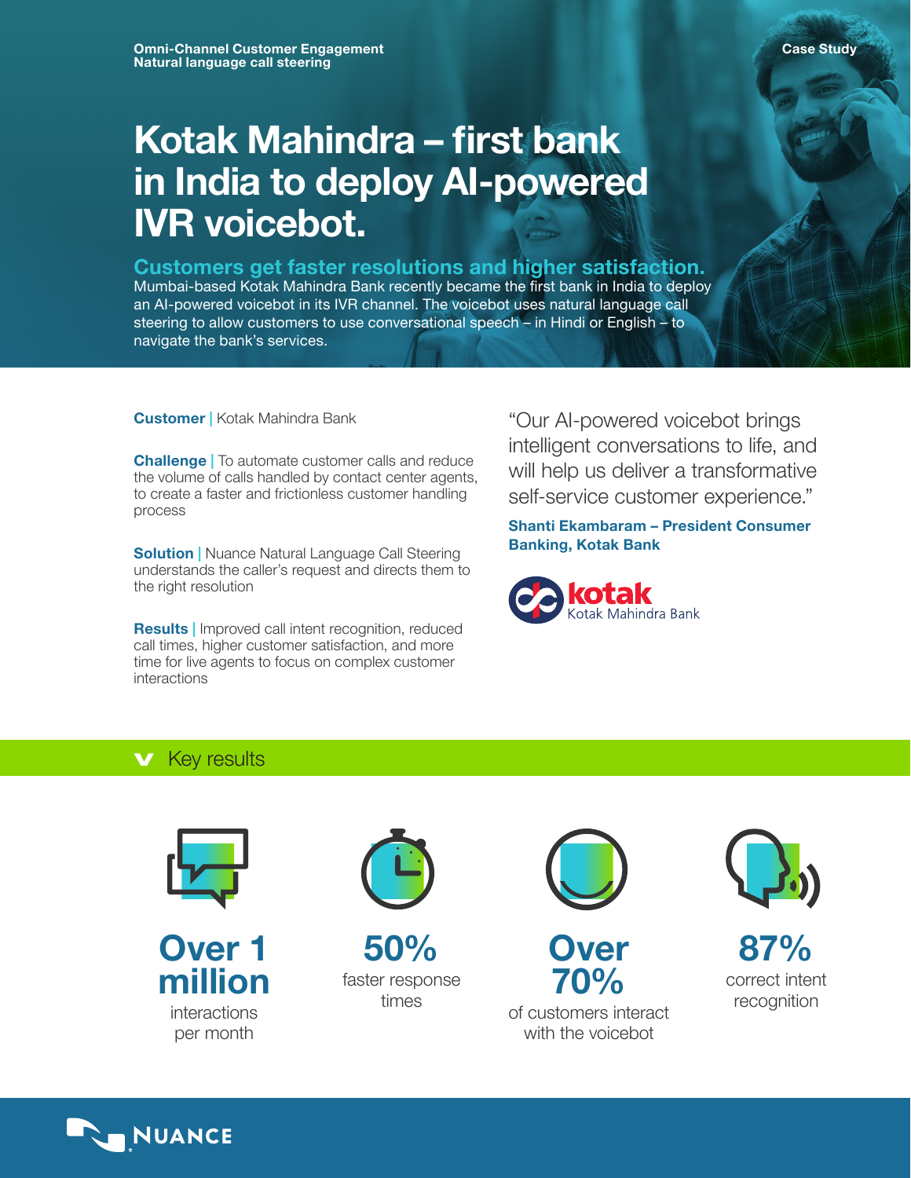Omni-Channel Customer Engagement
Natural language call steering

Case Study

# Kotak Mahindra – first bank in India to deploy AI-powered IVR voicebot.

## Customers get faster resolutions and higher satisfaction.

Mumbai-based Kotak Mahindra Bank recently became the first bank in India to deploy an AI-powered voicebot in its IVR channel. The voicebot uses natural language call steering to allow customers to use conversational speech – in Hindi or English – to navigate the bank's services.

**Customer** | Kotak Mahindra Bank

**Challenge** | To automate customer calls and reduce the volume of calls handled by contact center agents, to create a faster and frictionless customer handling process

**Solution** | Nuance Natural Language Call Steering understands the caller's request and directs them to the right resolution

**Results** | Improved call intent recognition, reduced call times, higher customer satisfaction, and more time for live agents to focus on complex customer interactions

"Our AI-powered voicebot brings intelligent conversations to life, and will help us deliver a transformative self-service customer experience."

**Shanti Ekambaram – President Consumer Banking, Kotak Bank**

kotak
Kotak Mahindra Bank

## Key results

**Over 1 million** interactions per month

**50%** faster response times

**Over 70%** of customers interact with the voicebot

**87%** correct intent recognition

NUANCE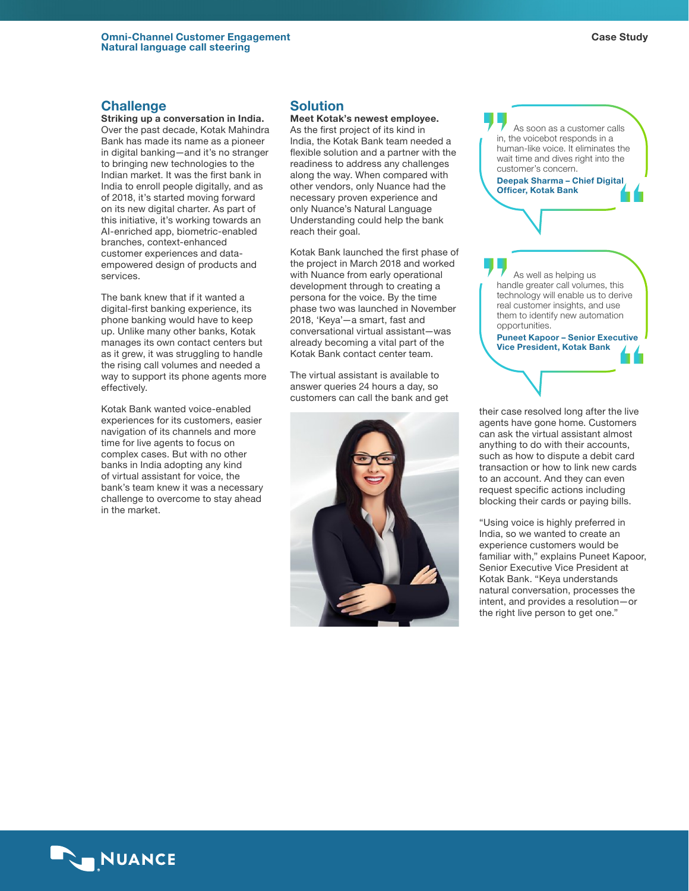## Challenge

**Striking up a conversation in India.**
Over the past decade, Kotak Mahindra Bank has made its name as a pioneer in digital banking—and it's no stranger to bringing new technologies to the Indian market. It was the first bank in India to enroll people digitally, and as of 2018, it's started moving forward on its new digital charter. As part of this initiative, it's working towards an AI-enriched app, biometric-enabled branches, context-enhanced customer experiences and data-empowered design of products and services.

The bank knew that if it wanted a digital-first banking experience, its phone banking would have to keep up. Unlike many other banks, Kotak manages its own contact centers but as it grew, it was struggling to handle the rising call volumes and needed a way to support its phone agents more effectively.

Kotak Bank wanted voice-enabled experiences for its customers, easier navigation of its channels and more time for live agents to focus on complex cases. But with no other banks in India adopting any kind of virtual assistant for voice, the bank's team knew it was a necessary challenge to overcome to stay ahead in the market.

## Solution

**Meet Kotak's newest employee.**
As the first project of its kind in India, the Kotak Bank team needed a flexible solution and a partner with the readiness to address any challenges along the way. When compared with other vendors, only Nuance had the necessary proven experience and only Nuance's Natural Language Understanding could help the bank reach their goal.

Kotak Bank launched the first phase of the project in March 2018 and worked with Nuance from early operational development through to creating a persona for the voice. By the time phase two was launched in November 2018, 'Keya'—a smart, fast and conversational virtual assistant—was already becoming a vital part of the Kotak Bank contact center team.

The virtual assistant is available to answer queries 24 hours a day, so customers can call the bank and get their case resolved long after the live agents have gone home. Customers can ask the virtual assistant almost anything to do with their accounts, such as how to dispute a debit card transaction or how to link new cards to an account. And they can even request specific actions including blocking their cards or paying bills.

"Using voice is highly preferred in India, so we wanted to create an experience customers would be familiar with," explains Puneet Kapoor, Senior Executive Vice President at Kotak Bank. "Keya understands natural conversation, processes the intent, and provides a resolution—or the right live person to get one."

> As soon as a customer calls in, the voicebot responds in a human-like voice. It eliminates the wait time and dives right into the customer's concern.
>
> **Deepak Sharma – Chief Digital Officer, Kotak Bank**

> As well as helping us handle greater call volumes, this technology will enable us to derive real customer insights, and use them to identify new automation opportunities.
>
> **Puneet Kapoor – Senior Executive Vice President, Kotak Bank**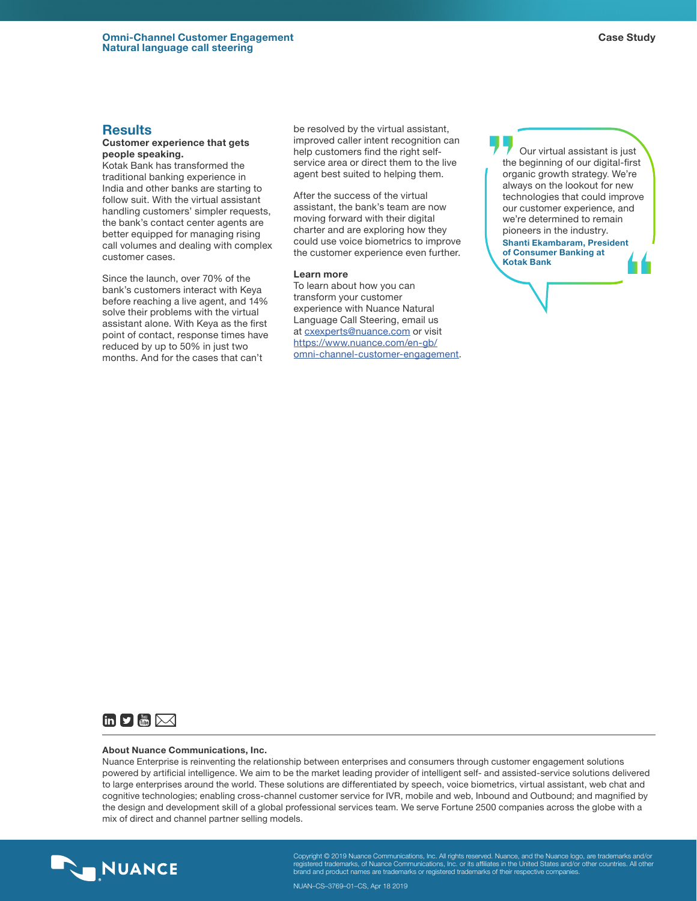## Results

**Customer experience that gets people speaking.**

Kotak Bank has transformed the traditional banking experience in India and other banks are starting to follow suit. With the virtual assistant handling customers' simpler requests, the bank's contact center agents are better equipped for managing rising call volumes and dealing with complex customer cases.

Since the launch, over 70% of the bank's customers interact with Keya before reaching a live agent, and 14% solve their problems with the virtual assistant alone. With Keya as the first point of contact, response times have reduced by up to 50% in just two months. And for the cases that can't be resolved by the virtual assistant, improved caller intent recognition can help customers find the right self-service area or direct them to the live agent best suited to helping them.

After the success of the virtual assistant, the bank's team are now moving forward with their digital charter and are exploring how they could use voice biometrics to improve the customer experience even further.

**Learn more**

To learn about how you can transform your customer experience with Nuance Natural Language Call Steering, email us at cxexperts@nuance.com or visit https://www.nuance.com/en-gb/omni-channel-customer-engagement.

> Our virtual assistant is just the beginning of our digital-first organic growth strategy. We're always on the lookout for new technologies that could improve our customer experience, and we're determined to remain pioneers in the industry.
>
> **Shanti Ekambaram, President of Consumer Banking at Kotak Bank**

**About Nuance Communications, Inc.**

Nuance Enterprise is reinventing the relationship between enterprises and consumers through customer engagement solutions powered by artificial intelligence. We aim to be the market leading provider of intelligent self- and assisted-service solutions delivered to large enterprises around the world. These solutions are differentiated by speech, voice biometrics, virtual assistant, web chat and cognitive technologies; enabling cross-channel customer service for IVR, mobile and web, Inbound and Outbound; and magnified by the design and development skill of a global professional services team. We serve Fortune 2500 companies across the globe with a mix of direct and channel partner selling models.

Copyright © 2019 Nuance Communications, Inc. All rights reserved. Nuance, and the Nuance logo, are trademarks and/or registered trademarks, of Nuance Communications, Inc. or its affiliates in the United States and/or other countries. All other brand and product names are trademarks or registered trademarks of their respective companies.

NUAN–CS–3769–01–CS, Apr 18 2019